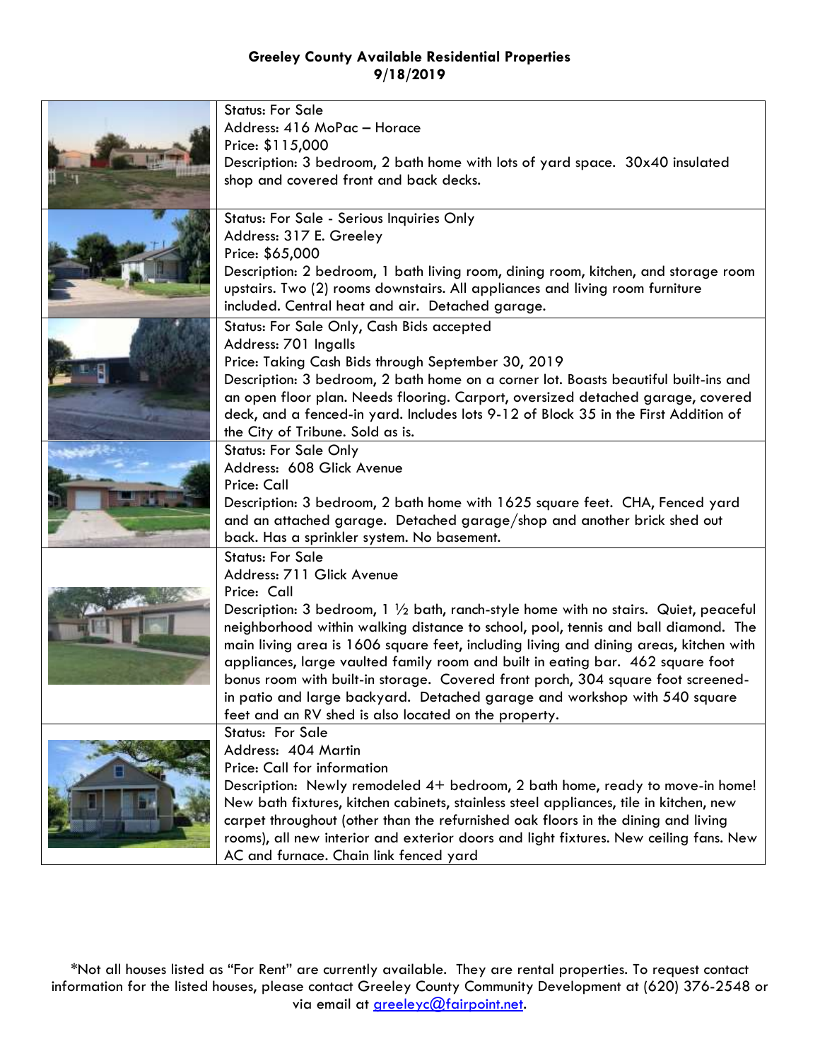**Greeley County Available Residential Properties**
**9/18/2019**

Status: For Sale
Address: 416 MoPac – Horace
Price: $115,000
Description: 3 bedroom, 2 bath home with lots of yard space. 30x40 insulated shop and covered front and back decks.

Status: For Sale - Serious Inquiries Only
Address: 317 E. Greeley
Price: $65,000
Description: 2 bedroom, 1 bath living room, dining room, kitchen, and storage room upstairs. Two (2) rooms downstairs. All appliances and living room furniture included. Central heat and air. Detached garage.

Status: For Sale Only, Cash Bids accepted
Address: 701 Ingalls
Price: Taking Cash Bids through September 30, 2019
Description: 3 bedroom, 2 bath home on a corner lot. Boasts beautiful built-ins and an open floor plan. Needs flooring. Carport, oversized detached garage, covered deck, and a fenced-in yard. Includes lots 9-12 of Block 35 in the First Addition of the City of Tribune. Sold as is.

Status: For Sale Only
Address: 608 Glick Avenue
Price: Call
Description: 3 bedroom, 2 bath home with 1625 square feet. CHA, Fenced yard and an attached garage. Detached garage/shop and another brick shed out back. Has a sprinkler system. No basement.

Status: For Sale
Address: 711 Glick Avenue
Price: Call
Description: 3 bedroom, 1 ½ bath, ranch-style home with no stairs. Quiet, peaceful neighborhood within walking distance to school, pool, tennis and ball diamond. The main living area is 1606 square feet, including living and dining areas, kitchen with appliances, large vaulted family room and built in eating bar. 462 square foot bonus room with built-in storage. Covered front porch, 304 square foot screened-in patio and large backyard. Detached garage and workshop with 540 square feet and an RV shed is also located on the property.

Status: For Sale
Address: 404 Martin
Price: Call for information
Description: Newly remodeled 4+ bedroom, 2 bath home, ready to move-in home! New bath fixtures, kitchen cabinets, stainless steel appliances, tile in kitchen, new carpet throughout (other than the refurnished oak floors in the dining and living rooms), all new interior and exterior doors and light fixtures. New ceiling fans. New AC and furnace. Chain link fenced yard

*Not all houses listed as "For Rent" are currently available. They are rental properties. To request contact information for the listed houses, please contact Greeley County Community Development at (620) 376-2548 or via email at greeleyc@fairpoint.net.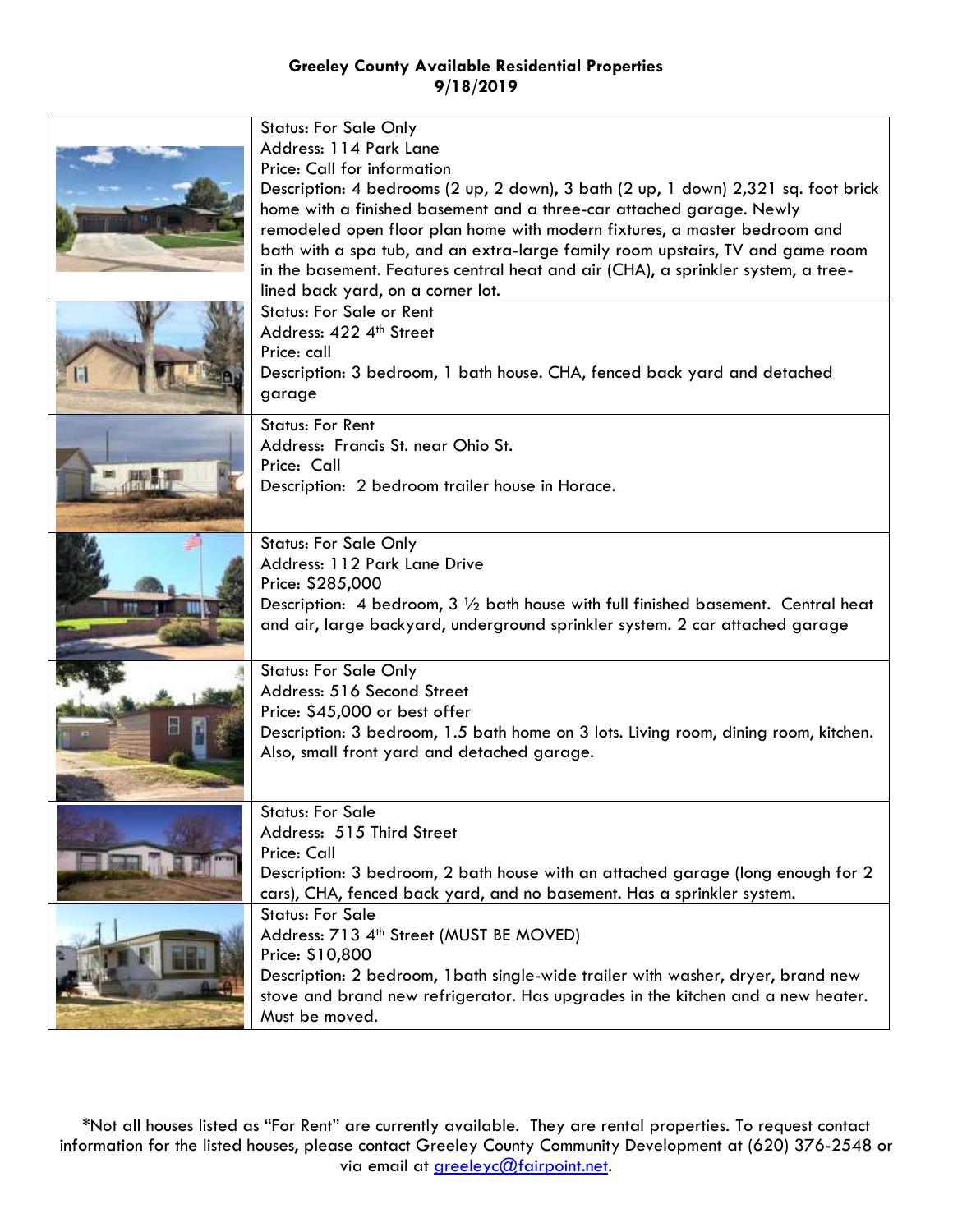**Greeley County Available Residential Properties**
**9/18/2019**

Status: For Sale Only
Address: 114 Park Lane
Price: Call for information
Description: 4 bedrooms (2 up, 2 down), 3 bath (2 up, 1 down) 2,321 sq. foot brick home with a finished basement and a three-car attached garage. Newly remodeled open floor plan home with modern fixtures, a master bedroom and bath with a spa tub, and an extra-large family room upstairs, TV and game room in the basement. Features central heat and air (CHA), a sprinkler system, a tree-lined back yard, on a corner lot.

Status: For Sale or Rent
Address: 422 4th Street
Price: call
Description: 3 bedroom, 1 bath house. CHA, fenced back yard and detached garage

Status: For Rent
Address: Francis St. near Ohio St.
Price: Call
Description: 2 bedroom trailer house in Horace.

Status: For Sale Only
Address: 112 Park Lane Drive
Price: $285,000
Description: 4 bedroom, 3 ½ bath house with full finished basement. Central heat and air, large backyard, underground sprinkler system. 2 car attached garage

Status: For Sale Only
Address: 516 Second Street
Price: $45,000 or best offer
Description: 3 bedroom, 1.5 bath home on 3 lots. Living room, dining room, kitchen. Also, small front yard and detached garage.

Status: For Sale
Address: 515 Third Street
Price: Call
Description: 3 bedroom, 2 bath house with an attached garage (long enough for 2 cars), CHA, fenced back yard, and no basement. Has a sprinkler system.

Status: For Sale
Address: 713 4th Street (MUST BE MOVED)
Price: $10,800
Description: 2 bedroom, 1bath single-wide trailer with washer, dryer, brand new stove and brand new refrigerator. Has upgrades in the kitchen and a new heater. Must be moved.

*Not all houses listed as "For Rent" are currently available. They are rental properties. To request contact information for the listed houses, please contact Greeley County Community Development at (620) 376-2548 or via email at greeleyc@fairpoint.net.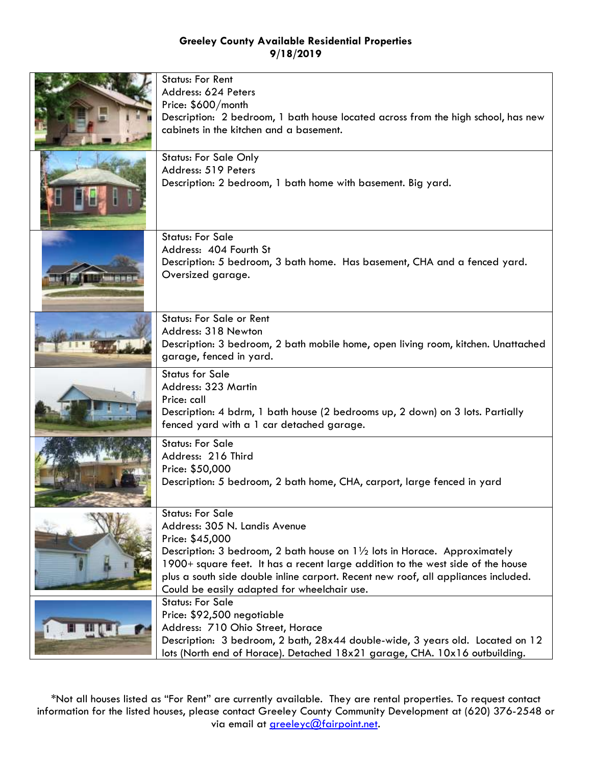**Greeley County Available Residential Properties**
**9/18/2019**

| | |
|---|---|
| | Status: For Rent<br>Address: 624 Peters<br>Price: $600/month<br>Description: 2 bedroom, 1 bath house located across from the high school, has new cabinets in the kitchen and a basement. |
| | Status: For Sale Only<br>Address: 519 Peters<br>Description: 2 bedroom, 1 bath home with basement. Big yard. |
| | Status: For Sale<br>Address: 404 Fourth St<br>Description: 5 bedroom, 3 bath home. Has basement, CHA and a fenced yard. Oversized garage. |
| | Status: For Sale or Rent<br>Address: 318 Newton<br>Description: 3 bedroom, 2 bath mobile home, open living room, kitchen. Unattached garage, fenced in yard. |
| | Status for Sale<br>Address: 323 Martin<br>Price: call<br>Description: 4 bdrm, 1 bath house (2 bedrooms up, 2 down) on 3 lots. Partially fenced yard with a 1 car detached garage. |
| | Status: For Sale<br>Address: 216 Third<br>Price: $50,000<br>Description: 5 bedroom, 2 bath home, CHA, carport, large fenced in yard |
| | Status: For Sale<br>Address: 305 N. Landis Avenue<br>Price: $45,000<br>Description: 3 bedroom, 2 bath house on 1½ lots in Horace. Approximately 1900+ square feet. It has a recent large addition to the west side of the house plus a south side double inline carport. Recent new roof, all appliances included. Could be easily adapted for wheelchair use. |
| | Status: For Sale<br>Price: $92,500 negotiable<br>Address: 710 Ohio Street, Horace<br>Description: 3 bedroom, 2 bath, 28x44 double-wide, 3 years old. Located on 12 lots (North end of Horace). Detached 18x21 garage, CHA. 10x16 outbuilding. |

*Not all houses listed as "For Rent" are currently available. They are rental properties. To request contact information for the listed houses, please contact Greeley County Community Development at (620) 376-2548 or via email at greeleyc@fairpoint.net.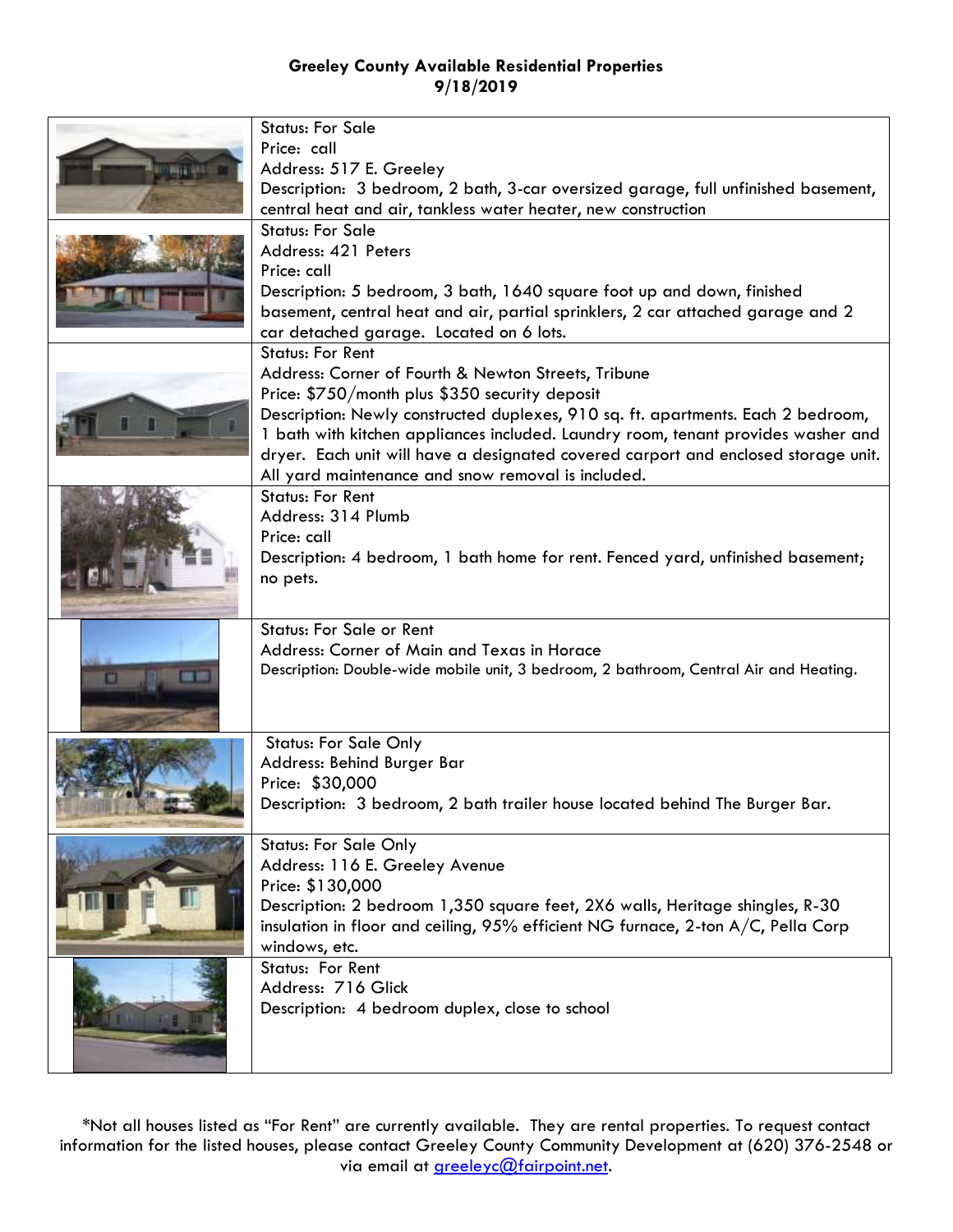**Greeley County Available Residential Properties**
**9/18/2019**

| | |
|---|---|
| | Status: For Sale<br>Price: call<br>Address: 517 E. Greeley<br>Description: 3 bedroom, 2 bath, 3-car oversized garage, full unfinished basement, central heat and air, tankless water heater, new construction |
| | Status: For Sale<br>Address: 421 Peters<br>Price: call<br>Description: 5 bedroom, 3 bath, 1640 square foot up and down, finished basement, central heat and air, partial sprinklers, 2 car attached garage and 2 car detached garage. Located on 6 lots. |
| | Status: For Rent<br>Address: Corner of Fourth & Newton Streets, Tribune<br>Price: $750/month plus $350 security deposit<br>Description: Newly constructed duplexes, 910 sq. ft. apartments. Each 2 bedroom, 1 bath with kitchen appliances included. Laundry room, tenant provides washer and dryer. Each unit will have a designated covered carport and enclosed storage unit. All yard maintenance and snow removal is included. |
| | Status: For Rent<br>Address: 314 Plumb<br>Price: call<br>Description: 4 bedroom, 1 bath home for rent. Fenced yard, unfinished basement; no pets. |
| | Status: For Sale or Rent<br>Address: Corner of Main and Texas in Horace<br>Description: Double-wide mobile unit, 3 bedroom, 2 bathroom, Central Air and Heating. |
| | Status: For Sale Only<br>Address: Behind Burger Bar<br>Price: $30,000<br>Description: 3 bedroom, 2 bath trailer house located behind The Burger Bar. |
| | Status: For Sale Only<br>Address: 116 E. Greeley Avenue<br>Price: $130,000<br>Description: 2 bedroom 1,350 square feet, 2X6 walls, Heritage shingles, R-30 insulation in floor and ceiling, 95% efficient NG furnace, 2-ton A/C, Pella Corp windows, etc. |
| | Status: For Rent<br>Address: 716 Glick<br>Description: 4 bedroom duplex, close to school |

*Not all houses listed as "For Rent" are currently available. They are rental properties. To request contact information for the listed houses, please contact Greeley County Community Development at (620) 376-2548 or via email at greeleyc@fairpoint.net.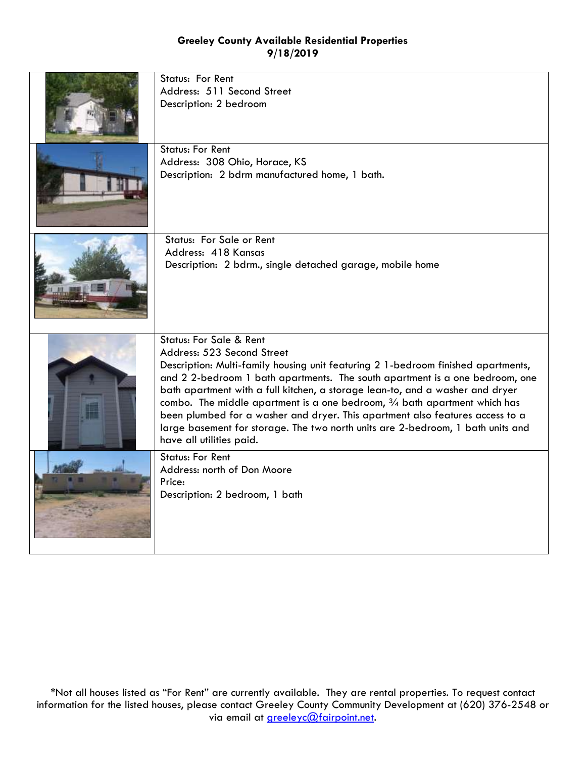**Greeley County Available Residential Properties**
**9/18/2019**

| | |
|---|---|
| | Status: For Rent<br>Address: 511 Second Street<br>Description: 2 bedroom |
| | Status: For Rent<br>Address: 308 Ohio, Horace, KS<br>Description: 2 bdrm manufactured home, 1 bath. |
| | Status: For Sale or Rent<br>Address: 418 Kansas<br>Description: 2 bdrm., single detached garage, mobile home |
| | Status: For Sale & Rent<br>Address: 523 Second Street<br>Description: Multi-family housing unit featuring 2 1-bedroom finished apartments, and 2 2-bedroom 1 bath apartments. The south apartment is a one bedroom, one bath apartment with a full kitchen, a storage lean-to, and a washer and dryer combo. The middle apartment is a one bedroom, ¾ bath apartment which has been plumbed for a washer and dryer. This apartment also features access to a large basement for storage. The two north units are 2-bedroom, 1 bath units and have all utilities paid. |
| | Status: For Rent<br>Address: north of Don Moore<br>Price:<br>Description: 2 bedroom, 1 bath |

*Not all houses listed as "For Rent" are currently available. They are rental properties. To request contact information for the listed houses, please contact Greeley County Community Development at (620) 376-2548 or via email at greeleyc@fairpoint.net.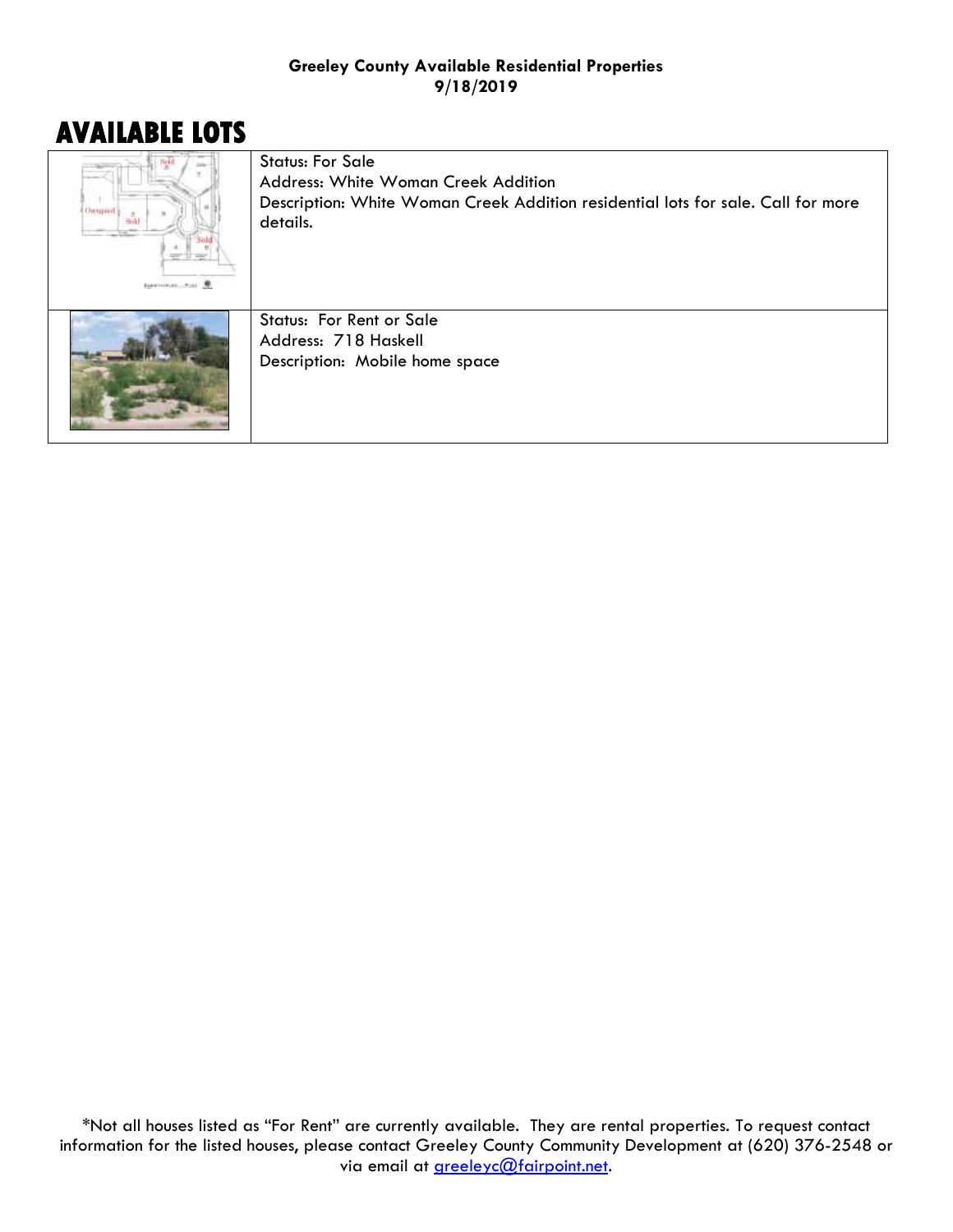**Greeley County Available Residential Properties**
**9/18/2019**

# AVAILABLE LOTS

| | |
|---|---|
| | Status: For Sale<br>Address: White Woman Creek Addition<br>Description: White Woman Creek Addition residential lots for sale. Call for more details. |
| | Status: For Rent or Sale<br>Address: 718 Haskell<br>Description: Mobile home space |

*Not all houses listed as “For Rent” are currently available. They are rental properties. To request contact information for the listed houses, please contact Greeley County Community Development at (620) 376-2548 or via email at greeleyc@fairpoint.net.